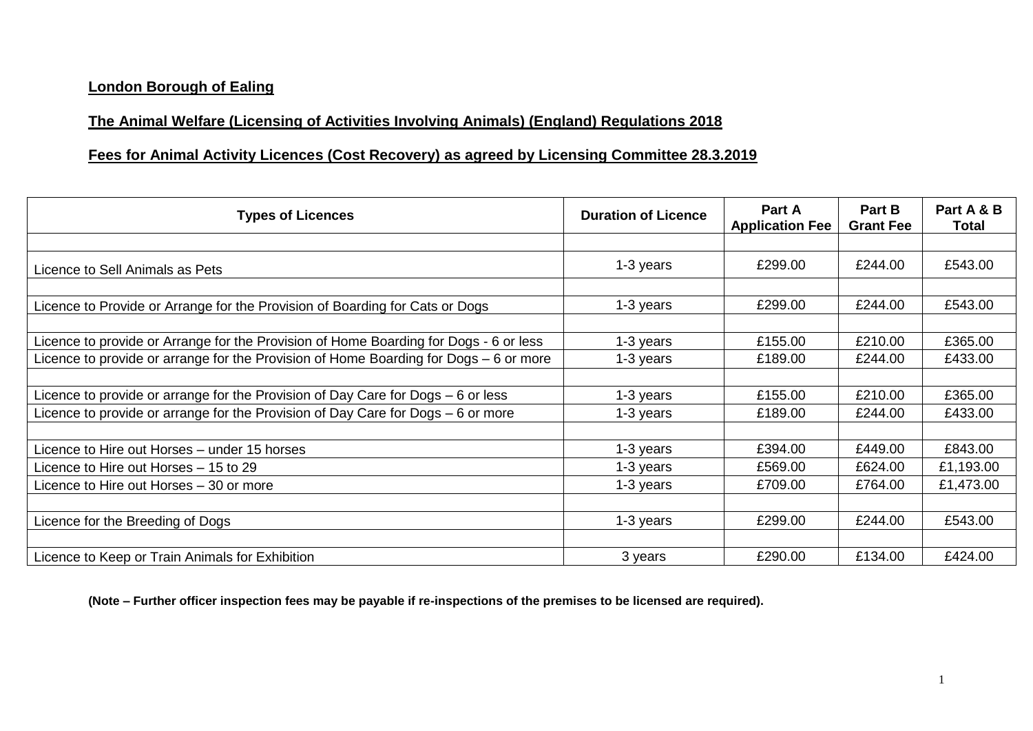**London Borough of Ealing**

**The Animal Welfare (Licensing of Activities Involving Animals) (England) Regulations 2018**

**Fees for Animal Activity Licences (Cost Recovery) as agreed by Licensing Committee 28.3.2019**

| Types of Licences | Duration of Licence | Part A Application Fee | Part B Grant Fee | Part A & B Total |
|---|---|---|---|---|
| | | | | |
| Licence to Sell Animals as Pets | 1-3 years | £299.00 | £244.00 | £543.00 |
| | | | | |
| Licence to Provide or Arrange for the Provision of Boarding for Cats or Dogs | 1-3 years | £299.00 | £244.00 | £543.00 |
| | | | | |
| Licence to provide or Arrange for the Provision of Home Boarding for Dogs - 6 or less | 1-3 years | £155.00 | £210.00 | £365.00 |
| Licence to provide or arrange for the Provision of Home Boarding for Dogs – 6 or more | 1-3 years | £189.00 | £244.00 | £433.00 |
| | | | | |
| Licence to provide or arrange for the Provision of Day Care for Dogs – 6 or less | 1-3 years | £155.00 | £210.00 | £365.00 |
| Licence to provide or arrange for the Provision of Day Care for Dogs – 6 or more | 1-3 years | £189.00 | £244.00 | £433.00 |
| | | | | |
| Licence to Hire out Horses – under 15 horses | 1-3 years | £394.00 | £449.00 | £843.00 |
| Licence to Hire out Horses – 15 to 29 | 1-3 years | £569.00 | £624.00 | £1,193.00 |
| Licence to Hire out Horses – 30 or more | 1-3 years | £709.00 | £764.00 | £1,473.00 |
| | | | | |
| Licence for the Breeding of Dogs | 1-3 years | £299.00 | £244.00 | £543.00 |
| | | | | |
| Licence to Keep or Train Animals for Exhibition | 3 years | £290.00 | £134.00 | £424.00 |

**(Note – Further officer inspection fees may be payable if re-inspections of the premises to be licensed are required).**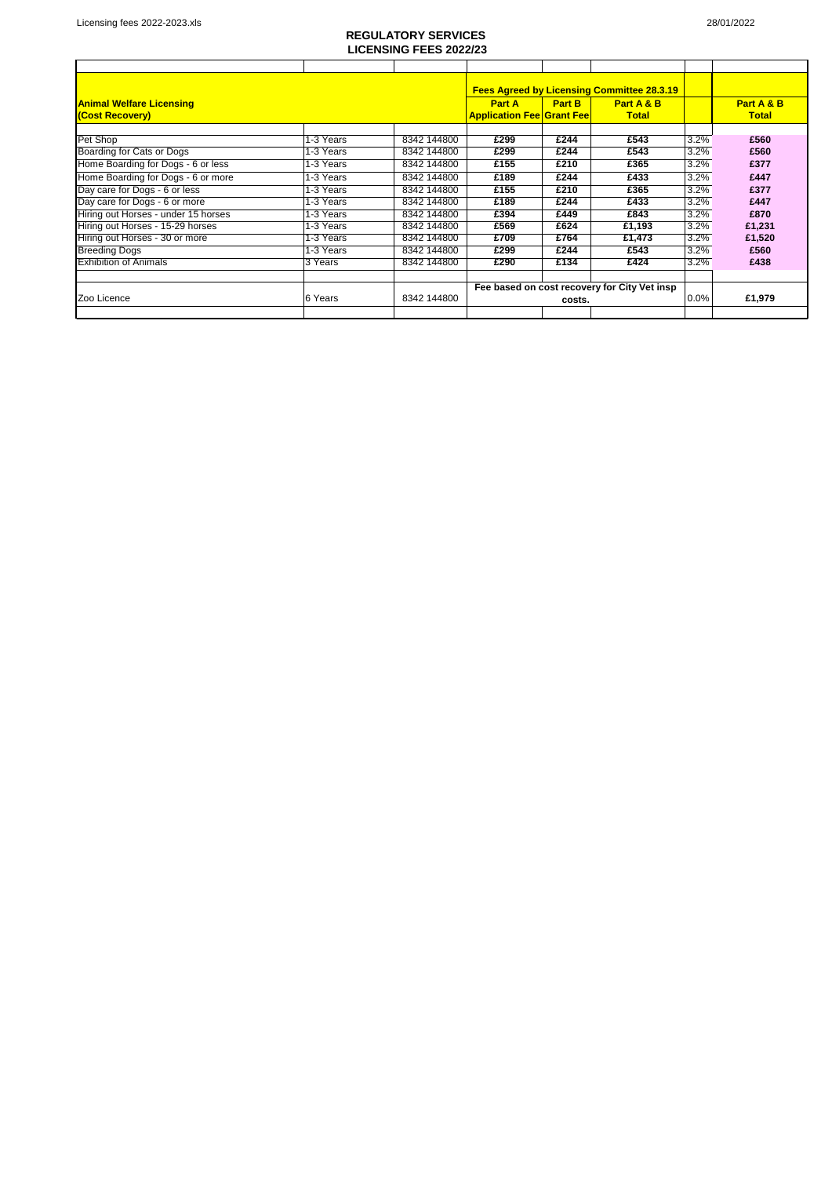# REGULATORY SERVICES
# LICENSING FEES 2022/23

| | | | Fees Agreed by Licensing Committee 28.3.19 | | | | |
|---|---|---|---|---|---|---|---|
| **Animal Welfare Licensing (Cost Recovery)** | | | **Part A Application Fee** | **Part B Grant Fee** | **Part A & B Total** | | **Part A & B Total** |
| Pet Shop | 1-3 Years | 8342 144800 | £299 | £244 | £543 | 3.2% | £560 |
| Boarding for Cats or Dogs | 1-3 Years | 8342 144800 | £299 | £244 | £543 | 3.2% | £560 |
| Home Boarding for Dogs - 6 or less | 1-3 Years | 8342 144800 | £155 | £210 | £365 | 3.2% | £377 |
| Home Boarding for Dogs - 6 or more | 1-3 Years | 8342 144800 | £189 | £244 | £433 | 3.2% | £447 |
| Day care for Dogs - 6 or less | 1-3 Years | 8342 144800 | £155 | £210 | £365 | 3.2% | £377 |
| Day care for Dogs - 6 or more | 1-3 Years | 8342 144800 | £189 | £244 | £433 | 3.2% | £447 |
| Hiring out Horses - under 15 horses | 1-3 Years | 8342 144800 | £394 | £449 | £843 | 3.2% | £870 |
| Hiring out Horses - 15-29 horses | 1-3 Years | 8342 144800 | £569 | £624 | £1,193 | 3.2% | £1,231 |
| Hiring out Horses - 30 or more | 1-3 Years | 8342 144800 | £709 | £764 | £1,473 | 3.2% | £1,520 |
| Breeding Dogs | 1-3 Years | 8342 144800 | £299 | £244 | £543 | 3.2% | £560 |
| Exhibition of Animals | 3 Years | 8342 144800 | £290 | £134 | £424 | 3.2% | £438 |
| Zoo Licence | 6 Years | 8342 144800 | Fee based on cost recovery for City Vet insp costs. | | | 0.0% | £1,979 |